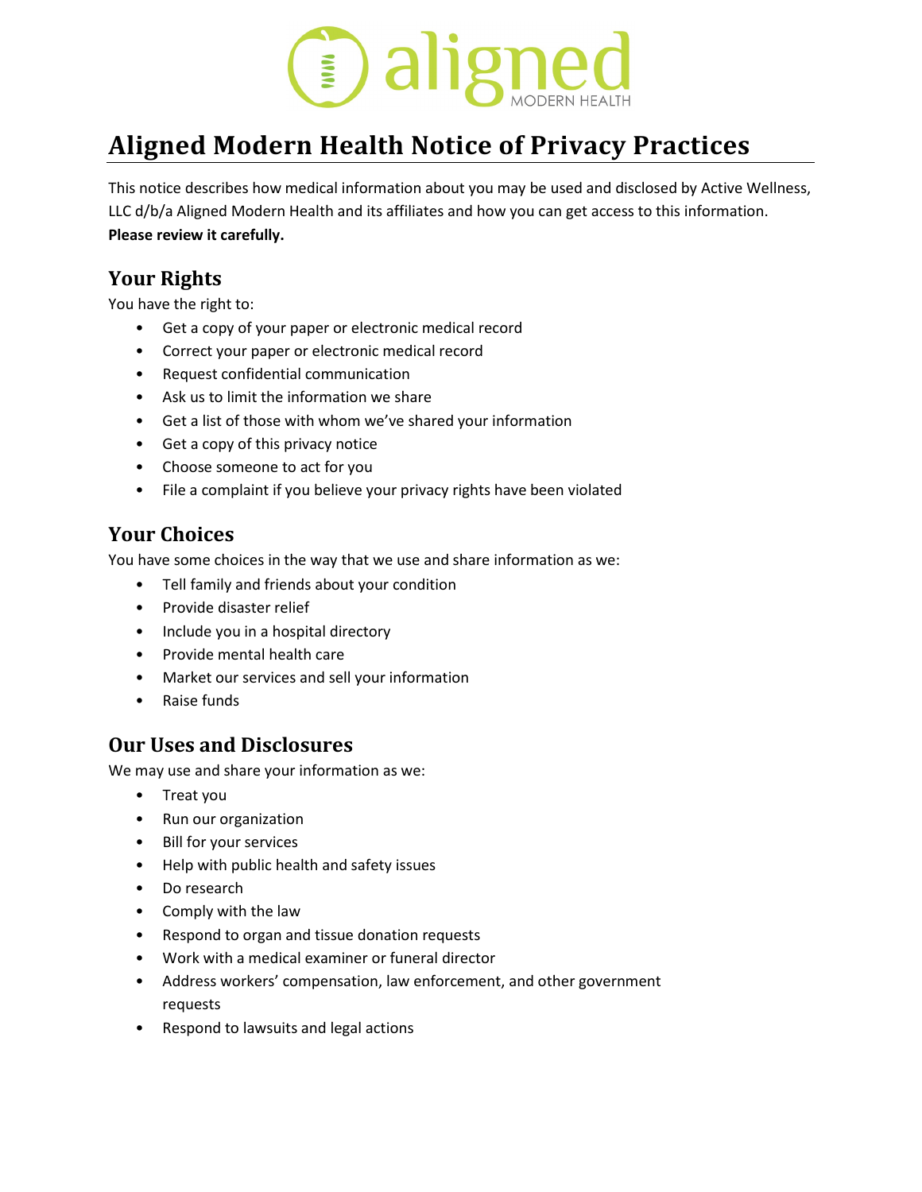# Aligned Modern Health Notice of Privacy Practices

This notice describes how medical information about you may be used and disclosed by Active Wellness, LLC d/b/a Aligned Modern Health and its affiliates and how you can get access to this information. **Please review it carefully.**

## Your Rights

You have the right to:

- Get a copy of your paper or electronic medical record
- Correct your paper or electronic medical record
- Request confidential communication
- Ask us to limit the information we share
- Get a list of those with whom we've shared your information
- Get a copy of this privacy notice
- Choose someone to act for you
- File a complaint if you believe your privacy rights have been violated

## Your Choices

You have some choices in the way that we use and share information as we:

- Tell family and friends about your condition
- Provide disaster relief
- Include you in a hospital directory
- Provide mental health care
- Market our services and sell your information
- Raise funds

## Our Uses and Disclosures

We may use and share your information as we:

- Treat you
- Run our organization
- Bill for your services
- Help with public health and safety issues
- Do research
- Comply with the law
- Respond to organ and tissue donation requests
- Work with a medical examiner or funeral director
- Address workers' compensation, law enforcement, and other government requests
- Respond to lawsuits and legal actions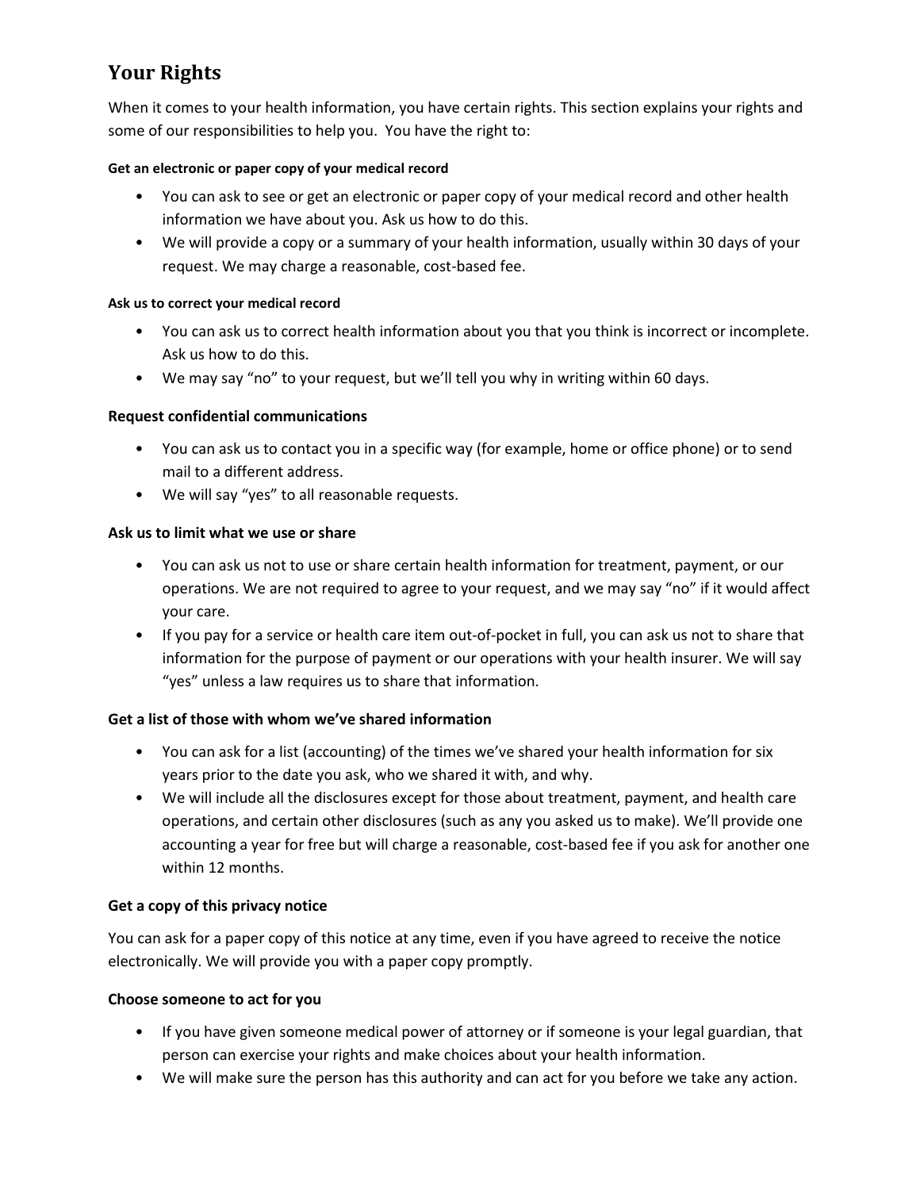## Your Rights

When it comes to your health information, you have certain rights. This section explains your rights and some of our responsibilities to help you. You have the right to:

#### Get an electronic or paper copy of your medical record

- You can ask to see or get an electronic or paper copy of your medical record and other health information we have about you. Ask us how to do this.
- We will provide a copy or a summary of your health information, usually within 30 days of your request. We may charge a reasonable, cost-based fee.

#### Ask us to correct your medical record

- You can ask us to correct health information about you that you think is incorrect or incomplete. Ask us how to do this.
- We may say "no" to your request, but we'll tell you why in writing within 60 days.

### Request confidential communications

- You can ask us to contact you in a specific way (for example, home or office phone) or to send mail to a different address.
- We will say "yes" to all reasonable requests.

### Ask us to limit what we use or share

- You can ask us not to use or share certain health information for treatment, payment, or our operations. We are not required to agree to your request, and we may say "no" if it would affect your care.
- If you pay for a service or health care item out-of-pocket in full, you can ask us not to share that information for the purpose of payment or our operations with your health insurer. We will say "yes" unless a law requires us to share that information.

### Get a list of those with whom we've shared information

- You can ask for a list (accounting) of the times we've shared your health information for six years prior to the date you ask, who we shared it with, and why.
- We will include all the disclosures except for those about treatment, payment, and health care operations, and certain other disclosures (such as any you asked us to make). We'll provide one accounting a year for free but will charge a reasonable, cost-based fee if you ask for another one within 12 months.

### Get a copy of this privacy notice

You can ask for a paper copy of this notice at any time, even if you have agreed to receive the notice electronically. We will provide you with a paper copy promptly.

### Choose someone to act for you

- If you have given someone medical power of attorney or if someone is your legal guardian, that person can exercise your rights and make choices about your health information.
- We will make sure the person has this authority and can act for you before we take any action.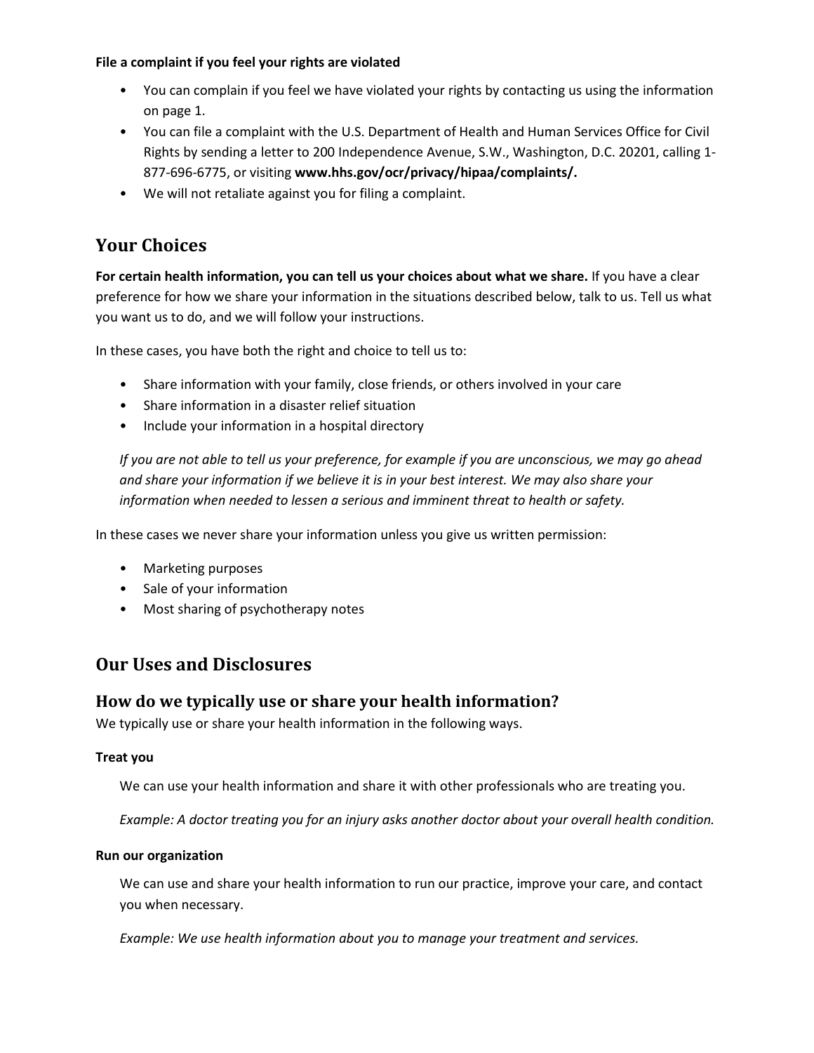**File a complaint if you feel your rights are violated**

- You can complain if you feel we have violated your rights by contacting us using the information on page 1.
- You can file a complaint with the U.S. Department of Health and Human Services Office for Civil Rights by sending a letter to 200 Independence Avenue, S.W., Washington, D.C. 20201, calling 1-877-696-6775, or visiting **www.hhs.gov/ocr/privacy/hipaa/complaints/.**
- We will not retaliate against you for filing a complaint.

## Your Choices

**For certain health information, you can tell us your choices about what we share.** If you have a clear preference for how we share your information in the situations described below, talk to us. Tell us what you want us to do, and we will follow your instructions.

In these cases, you have both the right and choice to tell us to:

- Share information with your family, close friends, or others involved in your care
- Share information in a disaster relief situation
- Include your information in a hospital directory

*If you are not able to tell us your preference, for example if you are unconscious, we may go ahead and share your information if we believe it is in your best interest. We may also share your information when needed to lessen a serious and imminent threat to health or safety.*

In these cases we never share your information unless you give us written permission:

- Marketing purposes
- Sale of your information
- Most sharing of psychotherapy notes

## Our Uses and Disclosures

### How do we typically use or share your health information?

We typically use or share your health information in the following ways.

**Treat you**

We can use your health information and share it with other professionals who are treating you.

*Example: A doctor treating you for an injury asks another doctor about your overall health condition.*

**Run our organization**

We can use and share your health information to run our practice, improve your care, and contact you when necessary.

*Example: We use health information about you to manage your treatment and services.*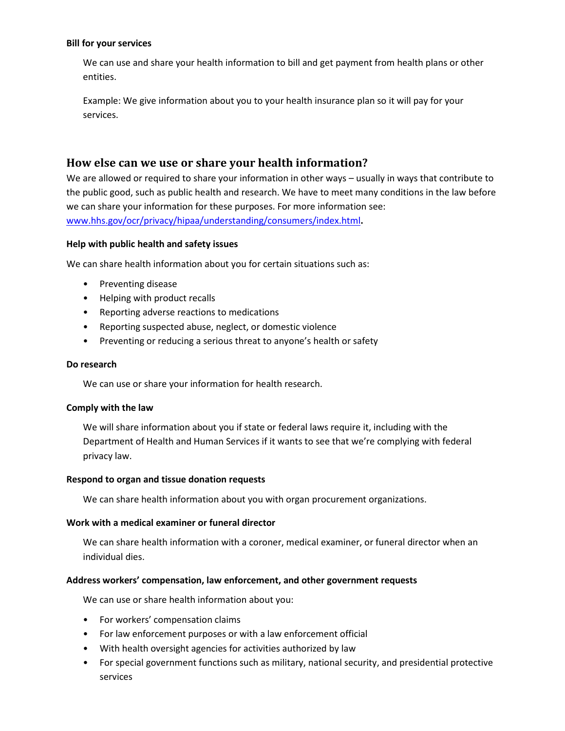#### Bill for your services

We can use and share your health information to bill and get payment from health plans or other entities.

Example: We give information about you to your health insurance plan so it will pay for your services.

## How else can we use or share your health information?

We are allowed or required to share your information in other ways – usually in ways that contribute to the public good, such as public health and research. We have to meet many conditions in the law before we can share your information for these purposes. For more information see: [www.hhs.gov/ocr/privacy/hipaa/understanding/consumers/index.html](http://www.hhs.gov/ocr/privacy/hipaa/understanding/consumers/index.html).

#### Help with public health and safety issues

We can share health information about you for certain situations such as:

- Preventing disease
- Helping with product recalls
- Reporting adverse reactions to medications
- Reporting suspected abuse, neglect, or domestic violence
- Preventing or reducing a serious threat to anyone's health or safety

#### Do research

We can use or share your information for health research.

#### Comply with the law

We will share information about you if state or federal laws require it, including with the Department of Health and Human Services if it wants to see that we're complying with federal privacy law.

#### Respond to organ and tissue donation requests

We can share health information about you with organ procurement organizations.

#### Work with a medical examiner or funeral director

We can share health information with a coroner, medical examiner, or funeral director when an individual dies.

#### Address workers' compensation, law enforcement, and other government requests

We can use or share health information about you:

- For workers' compensation claims
- For law enforcement purposes or with a law enforcement official
- With health oversight agencies for activities authorized by law
- For special government functions such as military, national security, and presidential protective services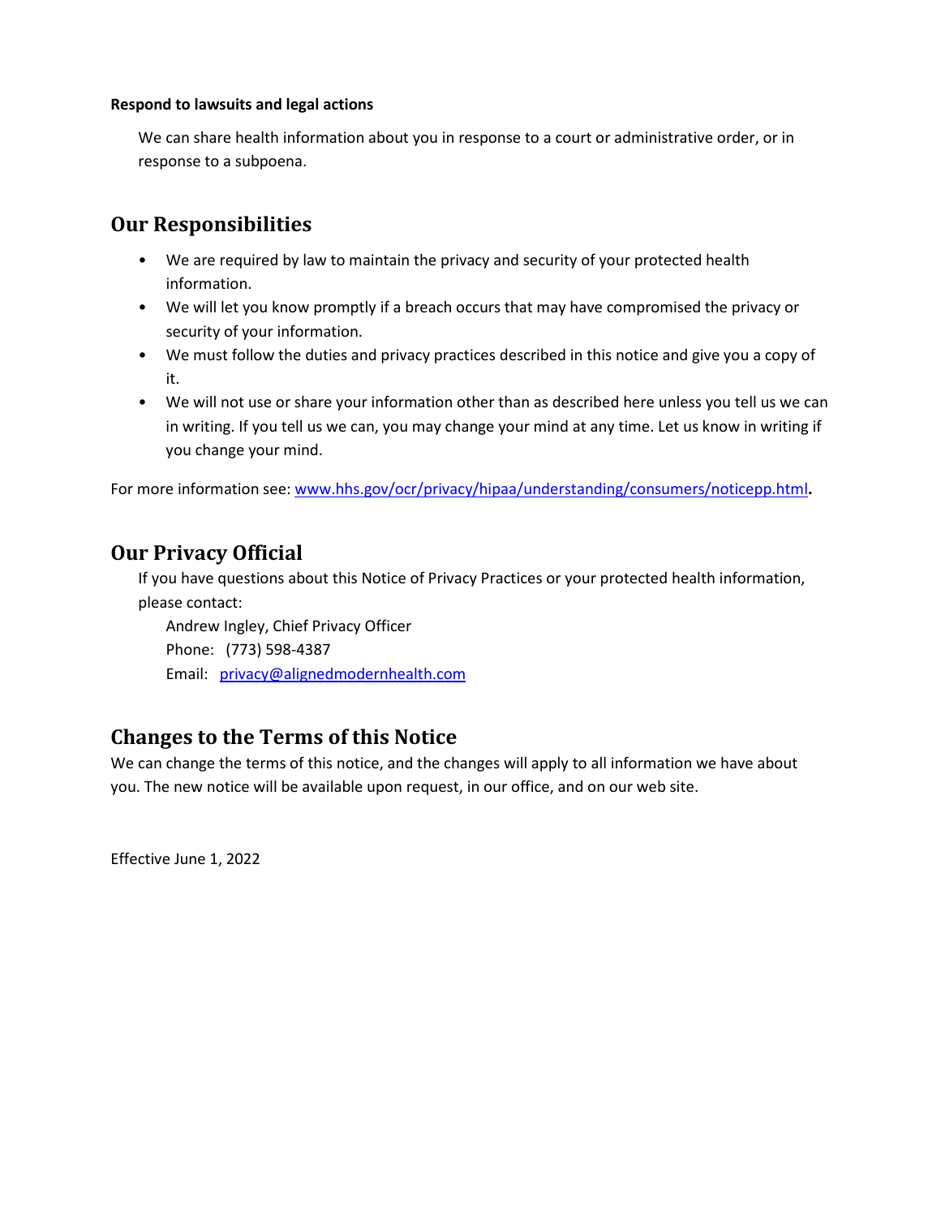**Respond to lawsuits and legal actions**

We can share health information about you in response to a court or administrative order, or in response to a subpoena.

## Our Responsibilities

- We are required by law to maintain the privacy and security of your protected health information.
- We will let you know promptly if a breach occurs that may have compromised the privacy or security of your information.
- We must follow the duties and privacy practices described in this notice and give you a copy of it.
- We will not use or share your information other than as described here unless you tell us we can in writing. If you tell us we can, you may change your mind at any time. Let us know in writing if you change your mind.

For more information see: www.hhs.gov/ocr/privacy/hipaa/understanding/consumers/noticepp.html**.**

## Our Privacy Official

If you have questions about this Notice of Privacy Practices or your protected health information, please contact:

Andrew Ingley, Chief Privacy Officer
Phone: (773) 598-4387
Email: privacy@alignedmodernhealth.com

## Changes to the Terms of this Notice

We can change the terms of this notice, and the changes will apply to all information we have about you. The new notice will be available upon request, in our office, and on our web site.

Effective June 1, 2022